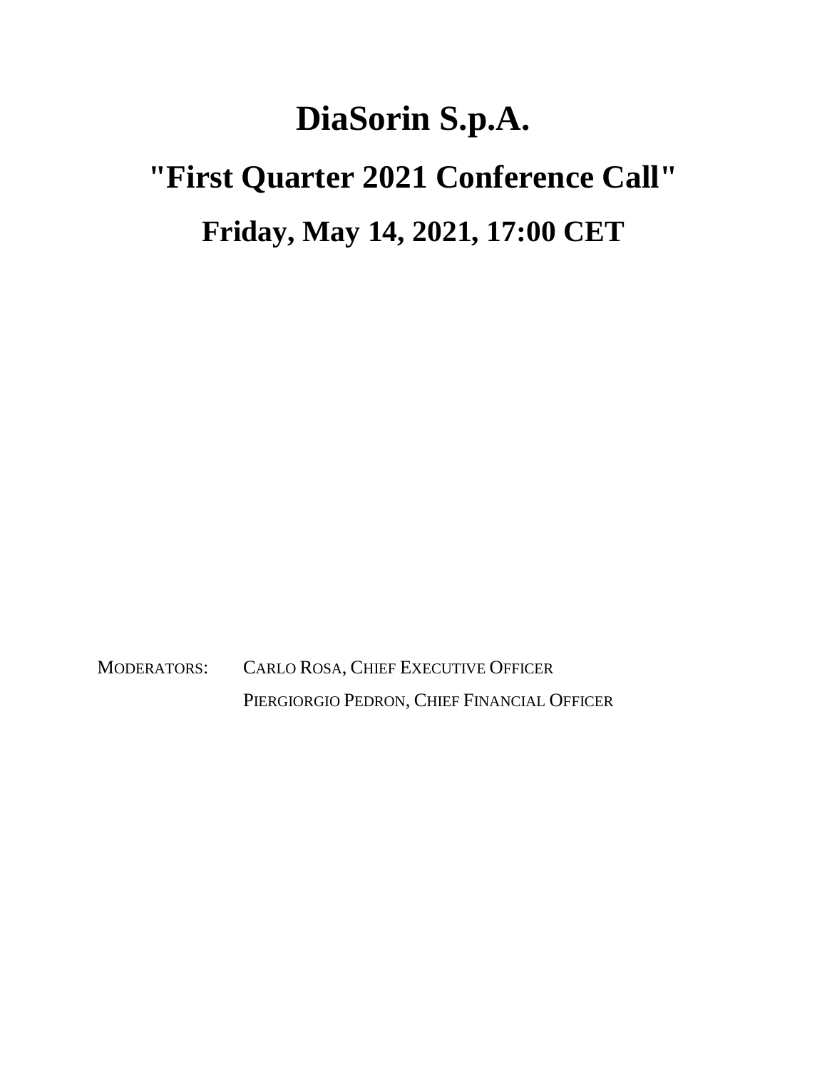# DiaSorin S.p.A.

# "First Quarter 2021 Conference Call"

## Friday, May 14, 2021, 17:00 CET

MODERATORS: CARLO ROSA, CHIEF EXECUTIVE OFFICER

PIERGIORGIO PEDRON, CHIEF FINANCIAL OFFICER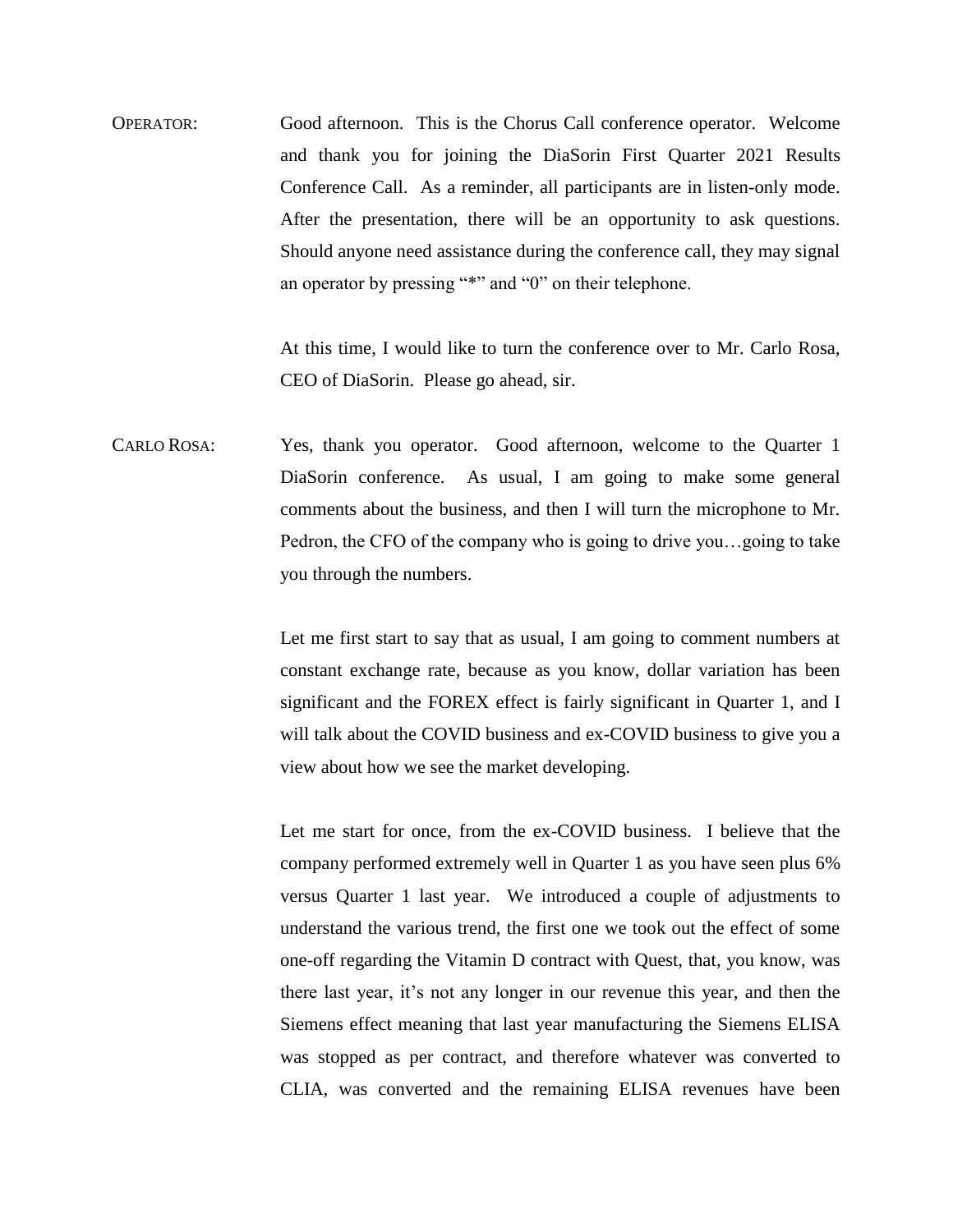OPERATOR: Good afternoon. This is the Chorus Call conference operator. Welcome and thank you for joining the DiaSorin First Quarter 2021 Results Conference Call. As a reminder, all participants are in listen-only mode. After the presentation, there will be an opportunity to ask questions. Should anyone need assistance during the conference call, they may signal an operator by pressing "*" and "0" on their telephone.

At this time, I would like to turn the conference over to Mr. Carlo Rosa, CEO of DiaSorin. Please go ahead, sir.

CARLO ROSA: Yes, thank you operator. Good afternoon, welcome to the Quarter 1 DiaSorin conference. As usual, I am going to make some general comments about the business, and then I will turn the microphone to Mr. Pedron, the CFO of the company who is going to drive you…going to take you through the numbers.

Let me first start to say that as usual, I am going to comment numbers at constant exchange rate, because as you know, dollar variation has been significant and the FOREX effect is fairly significant in Quarter 1, and I will talk about the COVID business and ex-COVID business to give you a view about how we see the market developing.

Let me start for once, from the ex-COVID business. I believe that the company performed extremely well in Quarter 1 as you have seen plus 6% versus Quarter 1 last year. We introduced a couple of adjustments to understand the various trend, the first one we took out the effect of some one-off regarding the Vitamin D contract with Quest, that, you know, was there last year, it's not any longer in our revenue this year, and then the Siemens effect meaning that last year manufacturing the Siemens ELISA was stopped as per contract, and therefore whatever was converted to CLIA, was converted and the remaining ELISA revenues have been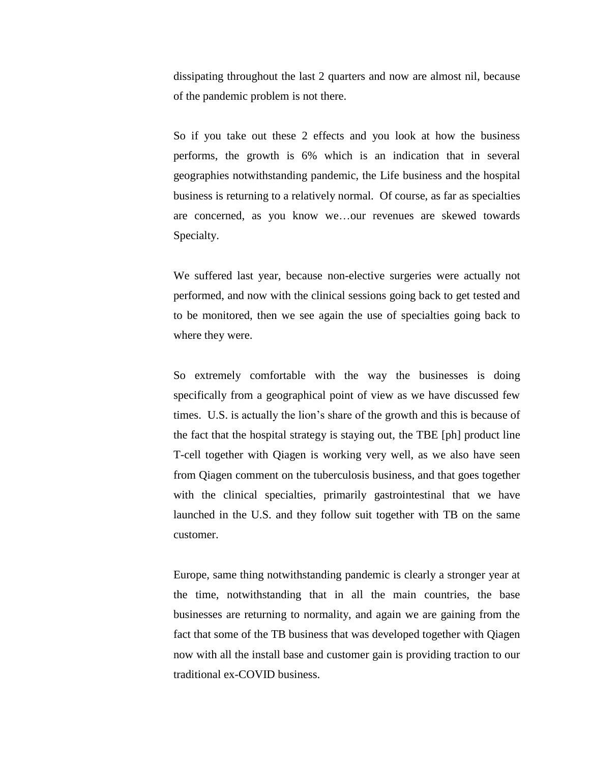dissipating throughout the last 2 quarters and now are almost nil, because of the pandemic problem is not there.

So if you take out these 2 effects and you look at how the business performs, the growth is 6% which is an indication that in several geographies notwithstanding pandemic, the Life business and the hospital business is returning to a relatively normal. Of course, as far as specialties are concerned, as you know we…our revenues are skewed towards Specialty.

We suffered last year, because non-elective surgeries were actually not performed, and now with the clinical sessions going back to get tested and to be monitored, then we see again the use of specialties going back to where they were.

So extremely comfortable with the way the businesses is doing specifically from a geographical point of view as we have discussed few times. U.S. is actually the lion's share of the growth and this is because of the fact that the hospital strategy is staying out, the TBE [ph] product line T-cell together with Qiagen is working very well, as we also have seen from Qiagen comment on the tuberculosis business, and that goes together with the clinical specialties, primarily gastrointestinal that we have launched in the U.S. and they follow suit together with TB on the same customer.

Europe, same thing notwithstanding pandemic is clearly a stronger year at the time, notwithstanding that in all the main countries, the base businesses are returning to normality, and again we are gaining from the fact that some of the TB business that was developed together with Qiagen now with all the install base and customer gain is providing traction to our traditional ex-COVID business.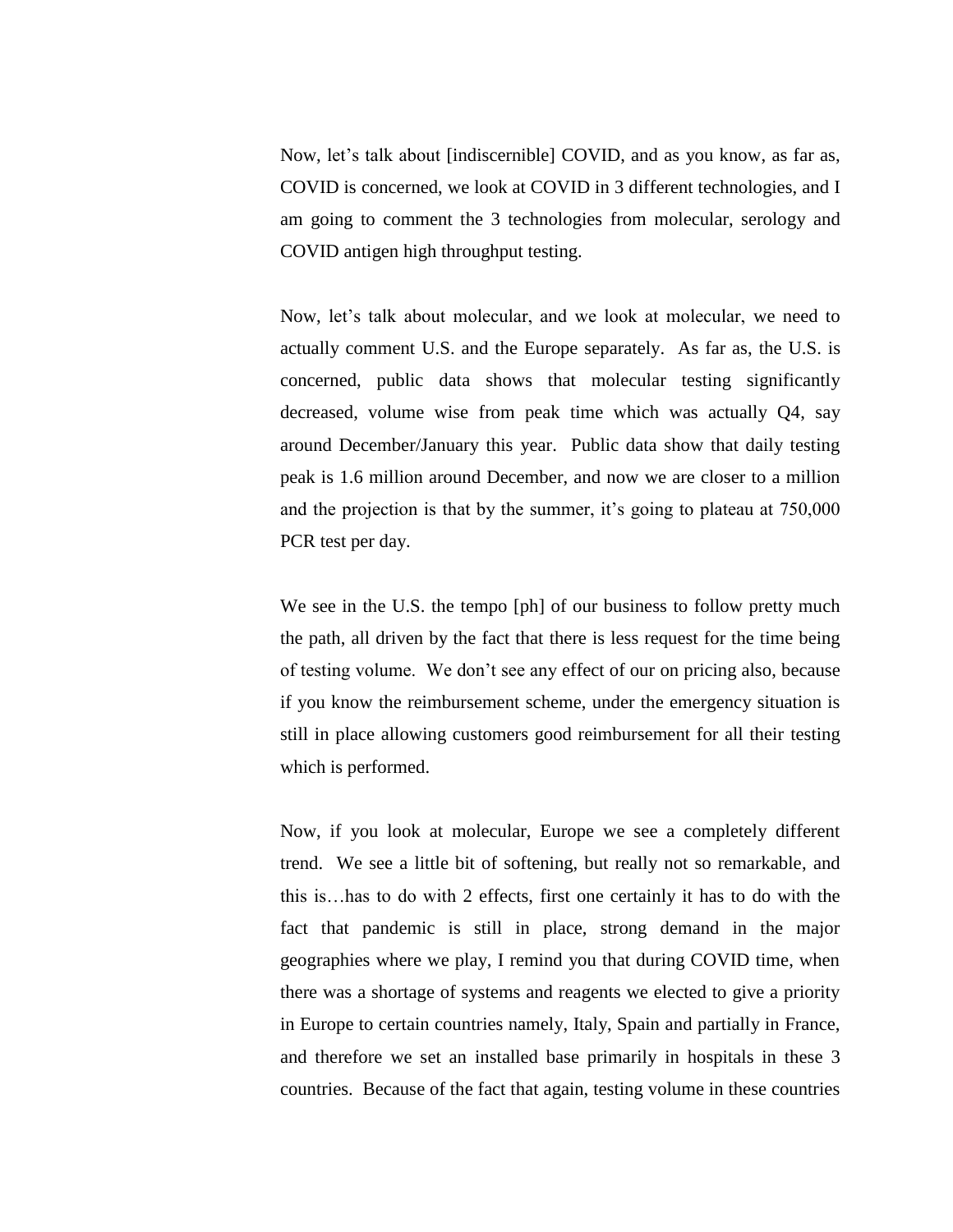Now, let's talk about [indiscernible] COVID, and as you know, as far as, COVID is concerned, we look at COVID in 3 different technologies, and I am going to comment the 3 technologies from molecular, serology and COVID antigen high throughput testing.

Now, let's talk about molecular, and we look at molecular, we need to actually comment U.S. and the Europe separately. As far as, the U.S. is concerned, public data shows that molecular testing significantly decreased, volume wise from peak time which was actually Q4, say around December/January this year. Public data show that daily testing peak is 1.6 million around December, and now we are closer to a million and the projection is that by the summer, it's going to plateau at 750,000 PCR test per day.

We see in the U.S. the tempo [ph] of our business to follow pretty much the path, all driven by the fact that there is less request for the time being of testing volume. We don't see any effect of our on pricing also, because if you know the reimbursement scheme, under the emergency situation is still in place allowing customers good reimbursement for all their testing which is performed.

Now, if you look at molecular, Europe we see a completely different trend. We see a little bit of softening, but really not so remarkable, and this is…has to do with 2 effects, first one certainly it has to do with the fact that pandemic is still in place, strong demand in the major geographies where we play, I remind you that during COVID time, when there was a shortage of systems and reagents we elected to give a priority in Europe to certain countries namely, Italy, Spain and partially in France, and therefore we set an installed base primarily in hospitals in these 3 countries. Because of the fact that again, testing volume in these countries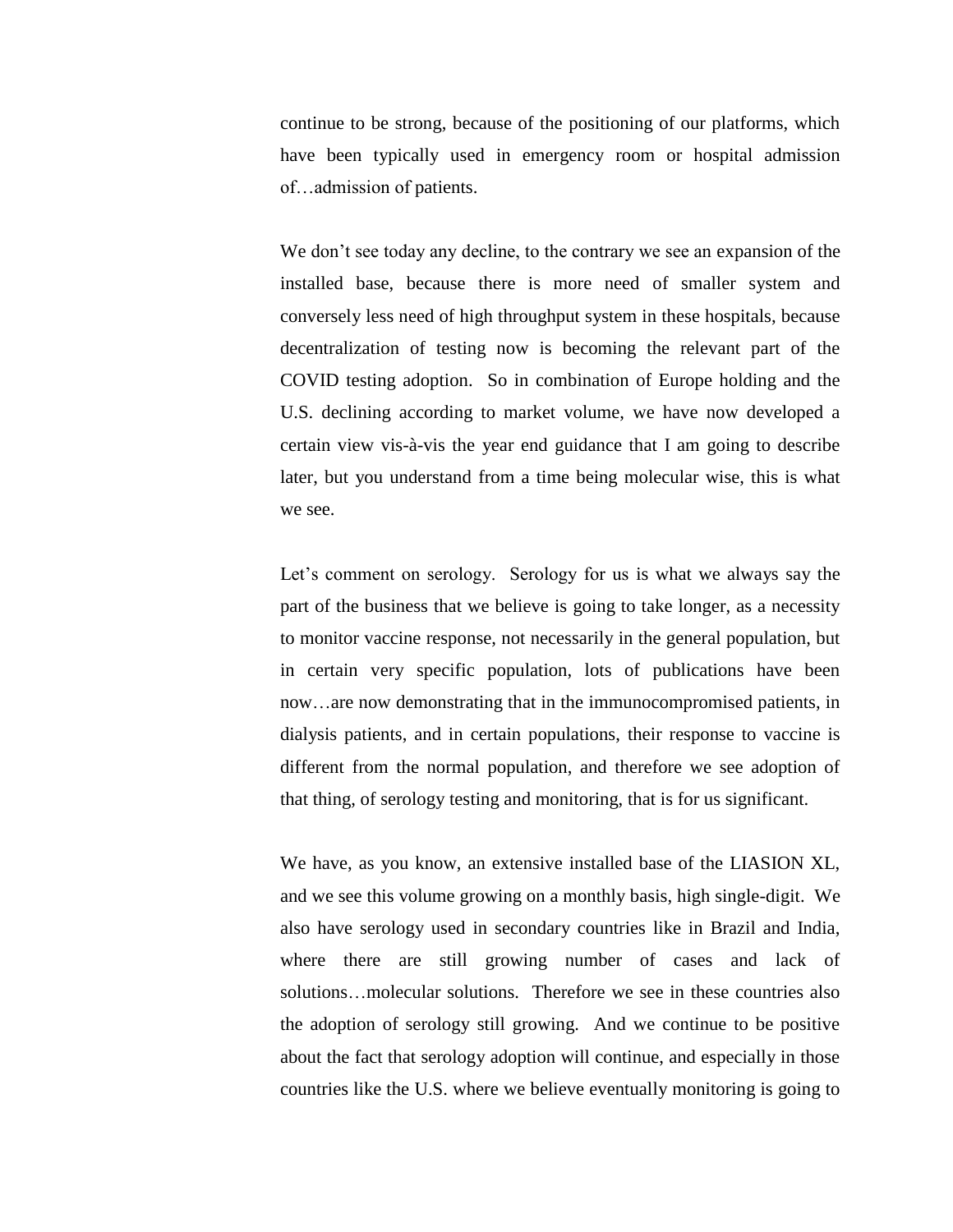continue to be strong, because of the positioning of our platforms, which have been typically used in emergency room or hospital admission of…admission of patients.

We don't see today any decline, to the contrary we see an expansion of the installed base, because there is more need of smaller system and conversely less need of high throughput system in these hospitals, because decentralization of testing now is becoming the relevant part of the COVID testing adoption. So in combination of Europe holding and the U.S. declining according to market volume, we have now developed a certain view vis-à-vis the year end guidance that I am going to describe later, but you understand from a time being molecular wise, this is what we see.

Let's comment on serology. Serology for us is what we always say the part of the business that we believe is going to take longer, as a necessity to monitor vaccine response, not necessarily in the general population, but in certain very specific population, lots of publications have been now…are now demonstrating that in the immunocompromised patients, in dialysis patients, and in certain populations, their response to vaccine is different from the normal population, and therefore we see adoption of that thing, of serology testing and monitoring, that is for us significant.

We have, as you know, an extensive installed base of the LIASION XL, and we see this volume growing on a monthly basis, high single-digit. We also have serology used in secondary countries like in Brazil and India, where there are still growing number of cases and lack of solutions…molecular solutions. Therefore we see in these countries also the adoption of serology still growing. And we continue to be positive about the fact that serology adoption will continue, and especially in those countries like the U.S. where we believe eventually monitoring is going to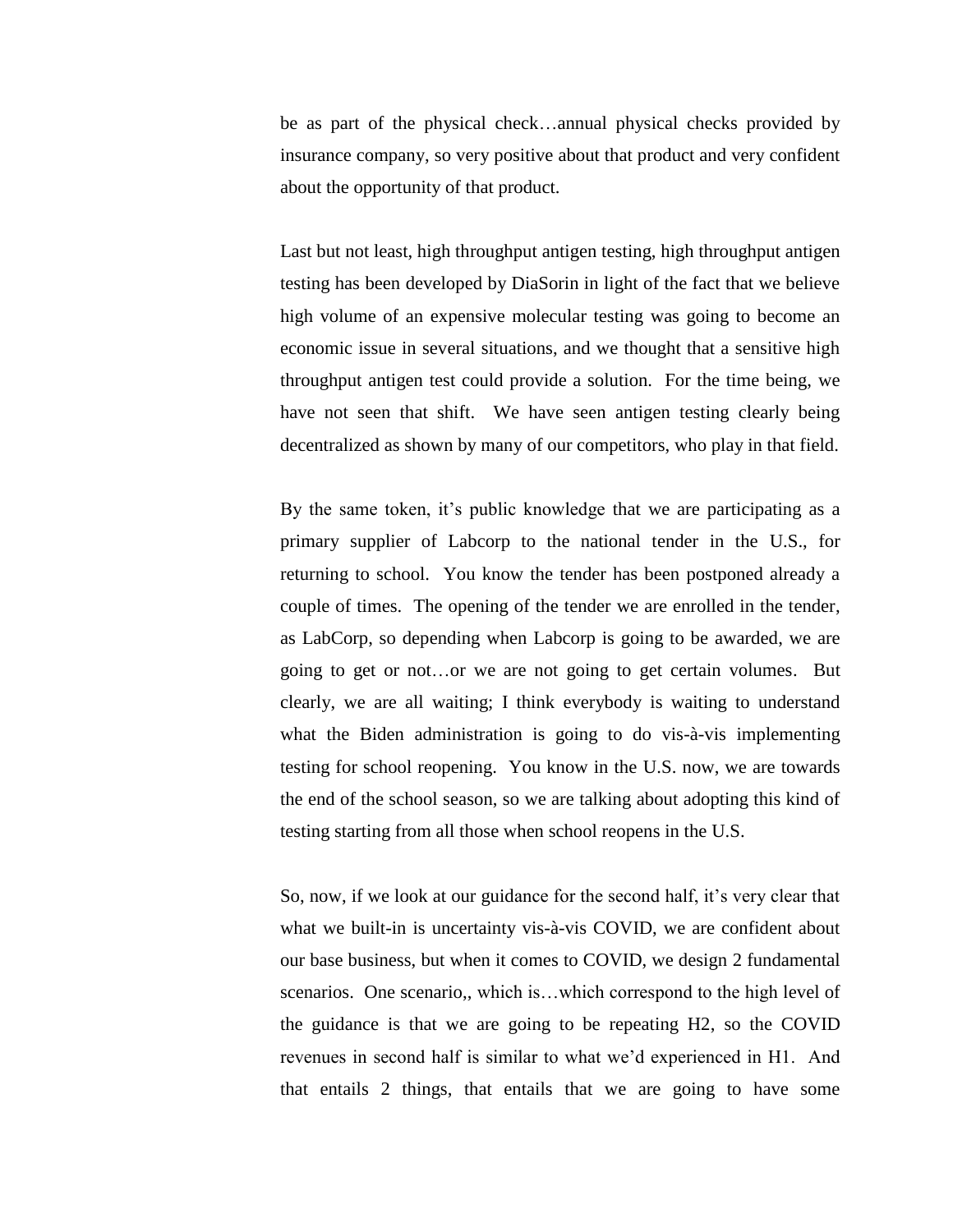be as part of the physical check…annual physical checks provided by insurance company, so very positive about that product and very confident about the opportunity of that product.

Last but not least, high throughput antigen testing, high throughput antigen testing has been developed by DiaSorin in light of the fact that we believe high volume of an expensive molecular testing was going to become an economic issue in several situations, and we thought that a sensitive high throughput antigen test could provide a solution.  For the time being, we have not seen that shift.  We have seen antigen testing clearly being decentralized as shown by many of our competitors, who play in that field.

By the same token, it's public knowledge that we are participating as a primary supplier of Labcorp to the national tender in the U.S., for returning to school.  You know the tender has been postponed already a couple of times.  The opening of the tender we are enrolled in the tender, as LabCorp, so depending when Labcorp is going to be awarded, we are going to get or not…or we are not going to get certain volumes.  But clearly, we are all waiting; I think everybody is waiting to understand what the Biden administration is going to do vis-à-vis implementing testing for school reopening.  You know in the U.S. now, we are towards the end of the school season, so we are talking about adopting this kind of testing starting from all those when school reopens in the U.S.

So, now, if we look at our guidance for the second half, it's very clear that what we built-in is uncertainty vis-à-vis COVID, we are confident about our base business, but when it comes to COVID, we design 2 fundamental scenarios.  One scenario,, which is…which correspond to the high level of the guidance is that we are going to be repeating H2, so the COVID revenues in second half is similar to what we'd experienced in H1.  And that entails 2 things, that entails that we are going to have some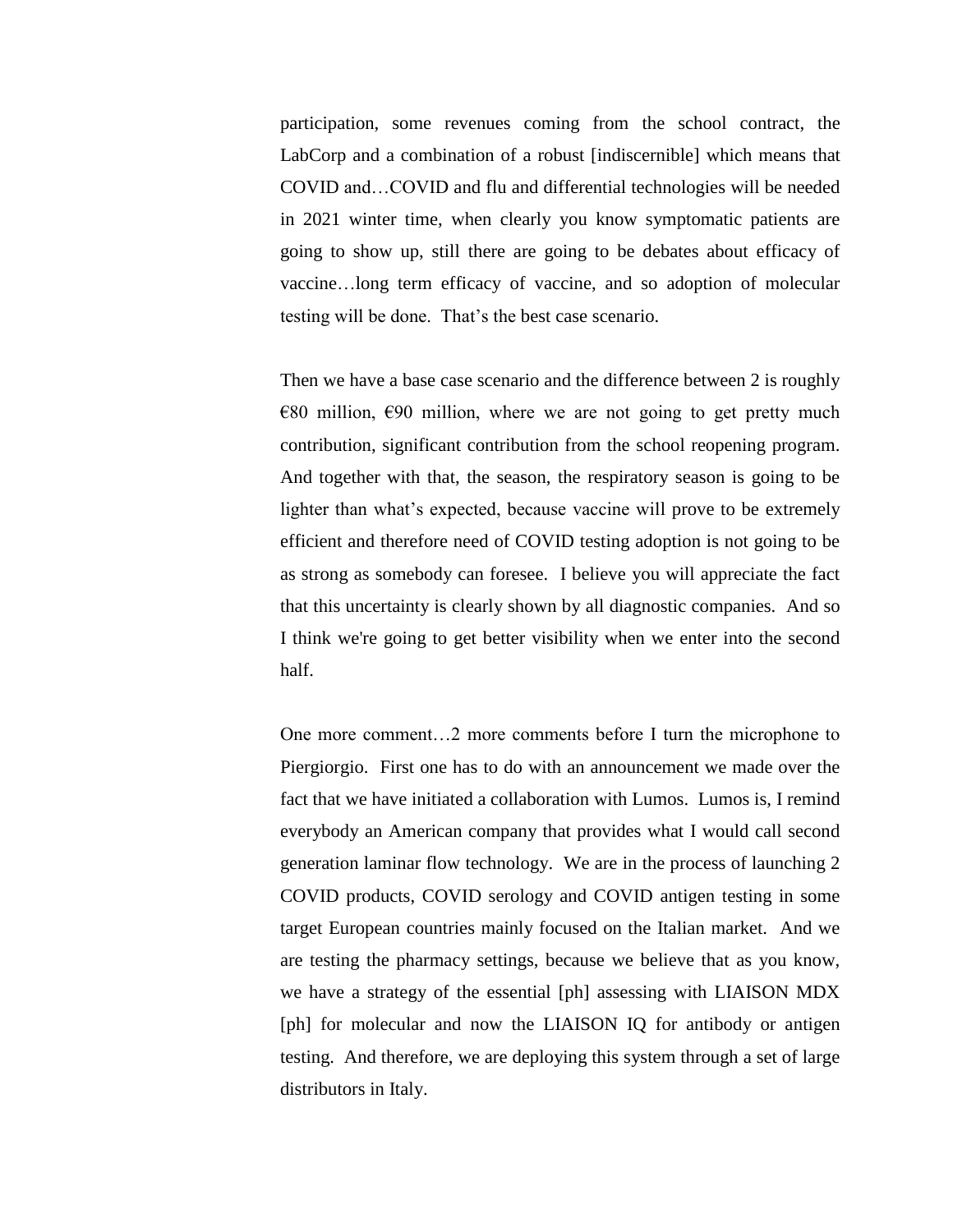participation, some revenues coming from the school contract, the LabCorp and a combination of a robust [indiscernible] which means that COVID and…COVID and flu and differential technologies will be needed in 2021 winter time, when clearly you know symptomatic patients are going to show up, still there are going to be debates about efficacy of vaccine…long term efficacy of vaccine, and so adoption of molecular testing will be done. That's the best case scenario.

Then we have a base case scenario and the difference between 2 is roughly €80 million, €90 million, where we are not going to get pretty much contribution, significant contribution from the school reopening program. And together with that, the season, the respiratory season is going to be lighter than what's expected, because vaccine will prove to be extremely efficient and therefore need of COVID testing adoption is not going to be as strong as somebody can foresee. I believe you will appreciate the fact that this uncertainty is clearly shown by all diagnostic companies. And so I think we're going to get better visibility when we enter into the second half.

One more comment…2 more comments before I turn the microphone to Piergiorgio. First one has to do with an announcement we made over the fact that we have initiated a collaboration with Lumos. Lumos is, I remind everybody an American company that provides what I would call second generation laminar flow technology. We are in the process of launching 2 COVID products, COVID serology and COVID antigen testing in some target European countries mainly focused on the Italian market. And we are testing the pharmacy settings, because we believe that as you know, we have a strategy of the essential [ph] assessing with LIAISON MDX [ph] for molecular and now the LIAISON IQ for antibody or antigen testing. And therefore, we are deploying this system through a set of large distributors in Italy.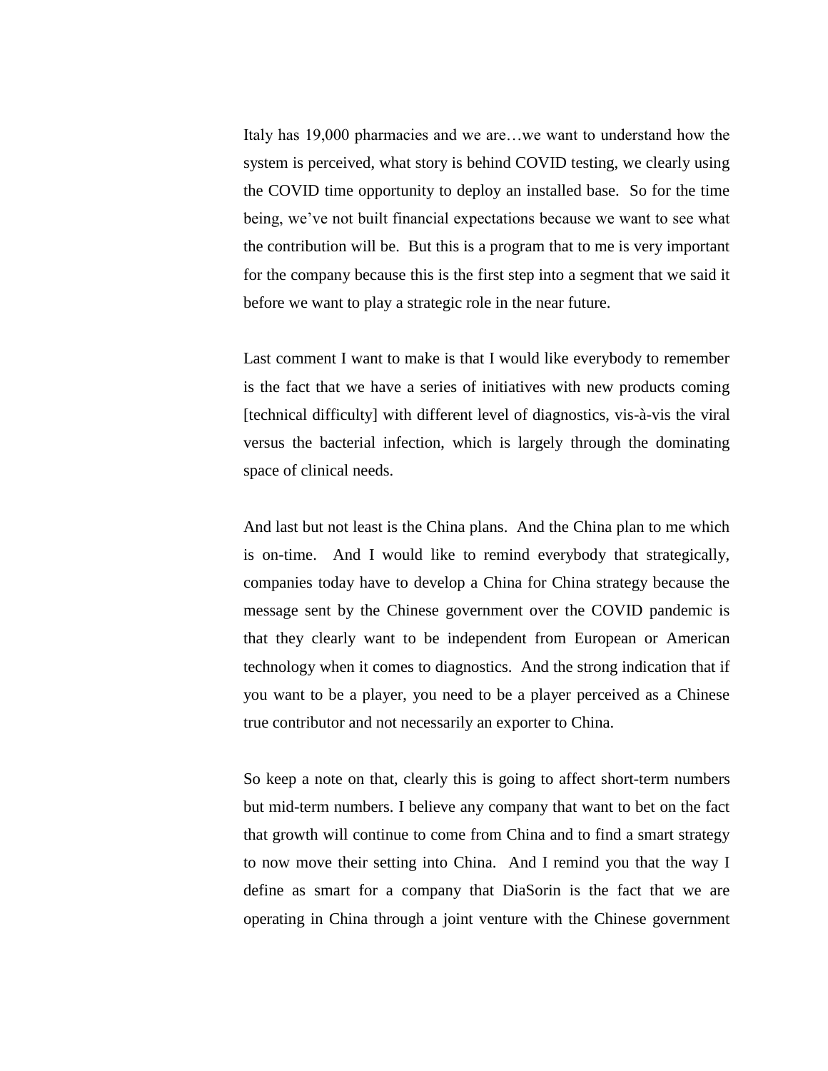Italy has 19,000 pharmacies and we are…we want to understand how the system is perceived, what story is behind COVID testing, we clearly using the COVID time opportunity to deploy an installed base. So for the time being, we've not built financial expectations because we want to see what the contribution will be. But this is a program that to me is very important for the company because this is the first step into a segment that we said it before we want to play a strategic role in the near future.

Last comment I want to make is that I would like everybody to remember is the fact that we have a series of initiatives with new products coming [technical difficulty] with different level of diagnostics, vis-à-vis the viral versus the bacterial infection, which is largely through the dominating space of clinical needs.

And last but not least is the China plans. And the China plan to me which is on-time. And I would like to remind everybody that strategically, companies today have to develop a China for China strategy because the message sent by the Chinese government over the COVID pandemic is that they clearly want to be independent from European or American technology when it comes to diagnostics. And the strong indication that if you want to be a player, you need to be a player perceived as a Chinese true contributor and not necessarily an exporter to China.

So keep a note on that, clearly this is going to affect short-term numbers but mid-term numbers. I believe any company that want to bet on the fact that growth will continue to come from China and to find a smart strategy to now move their setting into China. And I remind you that the way I define as smart for a company that DiaSorin is the fact that we are operating in China through a joint venture with the Chinese government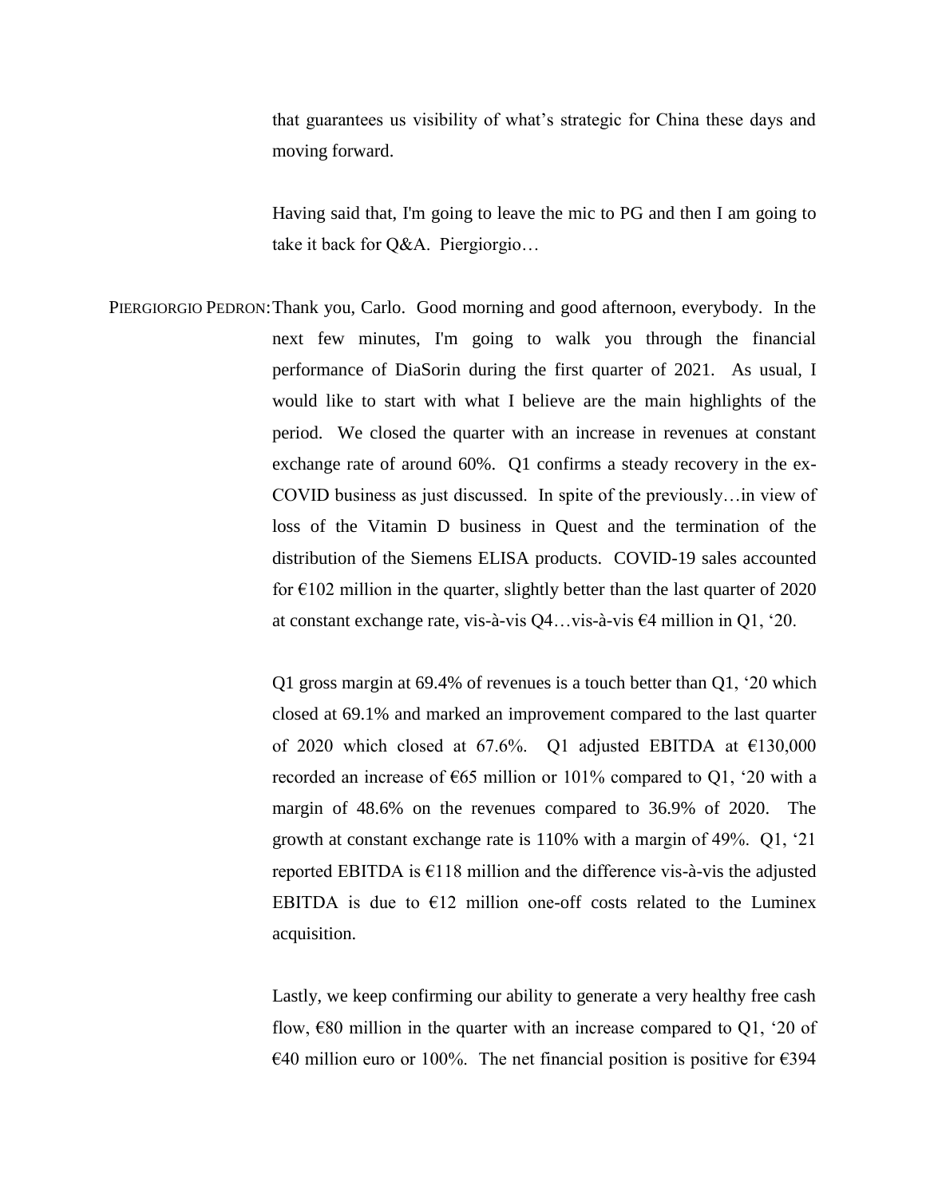that guarantees us visibility of what's strategic for China these days and moving forward.

Having said that, I'm going to leave the mic to PG and then I am going to take it back for Q&A. Piergiorgio…

PIERGIORGIO PEDRON: Thank you, Carlo. Good morning and good afternoon, everybody. In the next few minutes, I'm going to walk you through the financial performance of DiaSorin during the first quarter of 2021. As usual, I would like to start with what I believe are the main highlights of the period. We closed the quarter with an increase in revenues at constant exchange rate of around 60%. Q1 confirms a steady recovery in the ex-COVID business as just discussed. In spite of the previously…in view of loss of the Vitamin D business in Quest and the termination of the distribution of the Siemens ELISA products. COVID-19 sales accounted for €102 million in the quarter, slightly better than the last quarter of 2020 at constant exchange rate, vis-à-vis Q4…vis-à-vis €4 million in Q1, '20.

Q1 gross margin at 69.4% of revenues is a touch better than Q1, '20 which closed at 69.1% and marked an improvement compared to the last quarter of 2020 which closed at 67.6%. Q1 adjusted EBITDA at €130,000 recorded an increase of €65 million or 101% compared to Q1, '20 with a margin of 48.6% on the revenues compared to 36.9% of 2020. The growth at constant exchange rate is 110% with a margin of 49%. Q1, '21 reported EBITDA is €118 million and the difference vis-à-vis the adjusted EBITDA is due to €12 million one-off costs related to the Luminex acquisition.

Lastly, we keep confirming our ability to generate a very healthy free cash flow, €80 million in the quarter with an increase compared to Q1, '20 of €40 million euro or 100%. The net financial position is positive for €394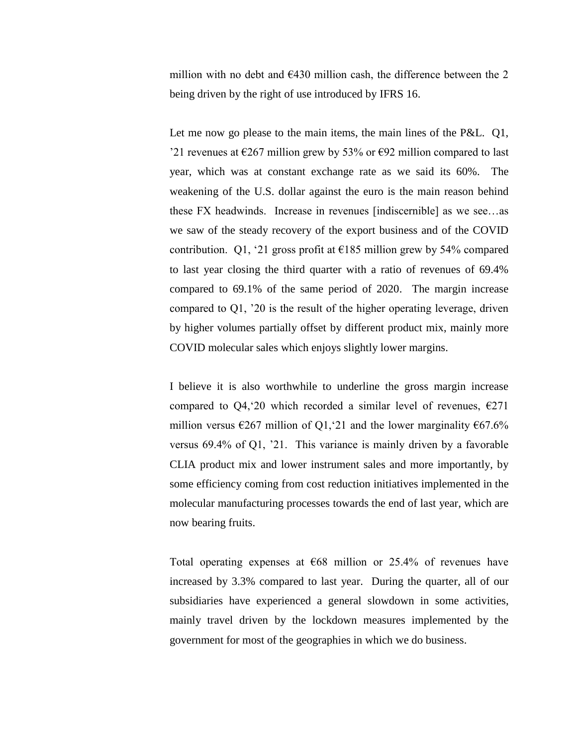million with no debt and €430 million cash, the difference between the 2 being driven by the right of use introduced by IFRS 16.

Let me now go please to the main items, the main lines of the P&L. Q1, '21 revenues at €267 million grew by 53% or €92 million compared to last year, which was at constant exchange rate as we said its 60%. The weakening of the U.S. dollar against the euro is the main reason behind these FX headwinds. Increase in revenues [indiscernible] as we see…as we saw of the steady recovery of the export business and of the COVID contribution. Q1, '21 gross profit at €185 million grew by 54% compared to last year closing the third quarter with a ratio of revenues of 69.4% compared to 69.1% of the same period of 2020. The margin increase compared to Q1, '20 is the result of the higher operating leverage, driven by higher volumes partially offset by different product mix, mainly more COVID molecular sales which enjoys slightly lower margins.

I believe it is also worthwhile to underline the gross margin increase compared to Q4,'20 which recorded a similar level of revenues, €271 million versus €267 million of Q1,'21 and the lower marginality €67.6% versus 69.4% of Q1, '21. This variance is mainly driven by a favorable CLIA product mix and lower instrument sales and more importantly, by some efficiency coming from cost reduction initiatives implemented in the molecular manufacturing processes towards the end of last year, which are now bearing fruits.

Total operating expenses at €68 million or 25.4% of revenues have increased by 3.3% compared to last year. During the quarter, all of our subsidiaries have experienced a general slowdown in some activities, mainly travel driven by the lockdown measures implemented by the government for most of the geographies in which we do business.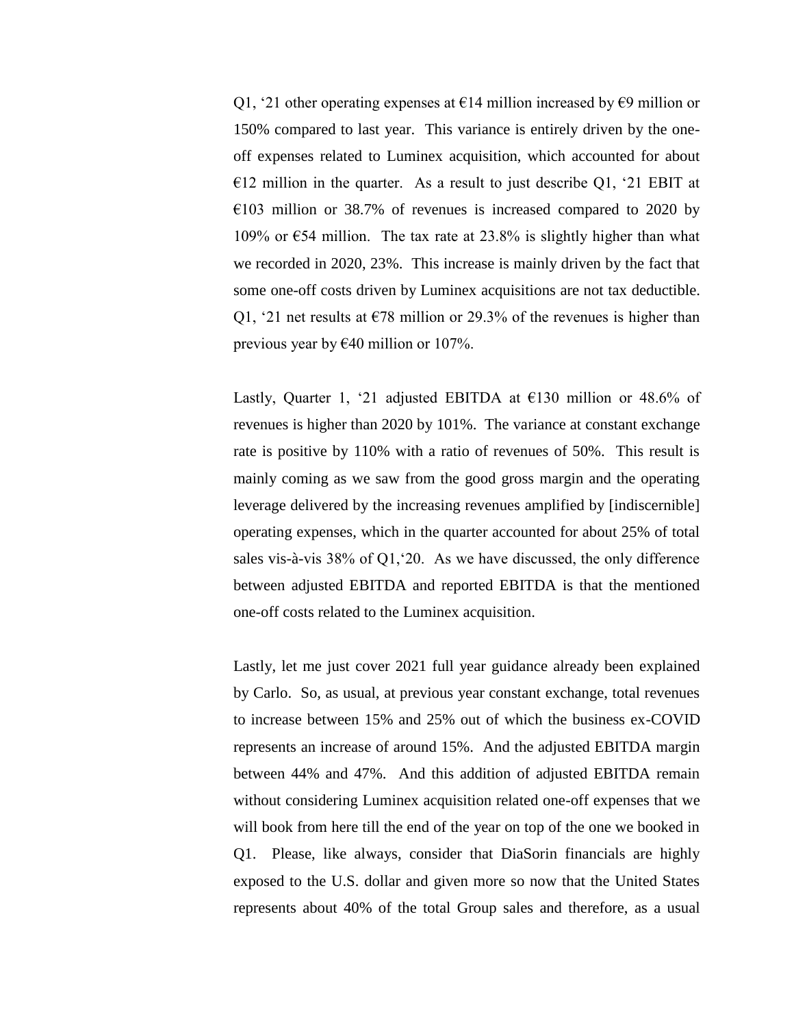Q1, '21 other operating expenses at €14 million increased by €9 million or 150% compared to last year. This variance is entirely driven by the one-off expenses related to Luminex acquisition, which accounted for about €12 million in the quarter. As a result to just describe Q1, '21 EBIT at €103 million or 38.7% of revenues is increased compared to 2020 by 109% or €54 million. The tax rate at 23.8% is slightly higher than what we recorded in 2020, 23%. This increase is mainly driven by the fact that some one-off costs driven by Luminex acquisitions are not tax deductible. Q1, '21 net results at €78 million or 29.3% of the revenues is higher than previous year by €40 million or 107%.

Lastly, Quarter 1, '21 adjusted EBITDA at €130 million or 48.6% of revenues is higher than 2020 by 101%. The variance at constant exchange rate is positive by 110% with a ratio of revenues of 50%. This result is mainly coming as we saw from the good gross margin and the operating leverage delivered by the increasing revenues amplified by [indiscernible] operating expenses, which in the quarter accounted for about 25% of total sales vis-à-vis 38% of Q1,'20. As we have discussed, the only difference between adjusted EBITDA and reported EBITDA is that the mentioned one-off costs related to the Luminex acquisition.

Lastly, let me just cover 2021 full year guidance already been explained by Carlo. So, as usual, at previous year constant exchange, total revenues to increase between 15% and 25% out of which the business ex-COVID represents an increase of around 15%. And the adjusted EBITDA margin between 44% and 47%. And this addition of adjusted EBITDA remain without considering Luminex acquisition related one-off expenses that we will book from here till the end of the year on top of the one we booked in Q1. Please, like always, consider that DiaSorin financials are highly exposed to the U.S. dollar and given more so now that the United States represents about 40% of the total Group sales and therefore, as a usual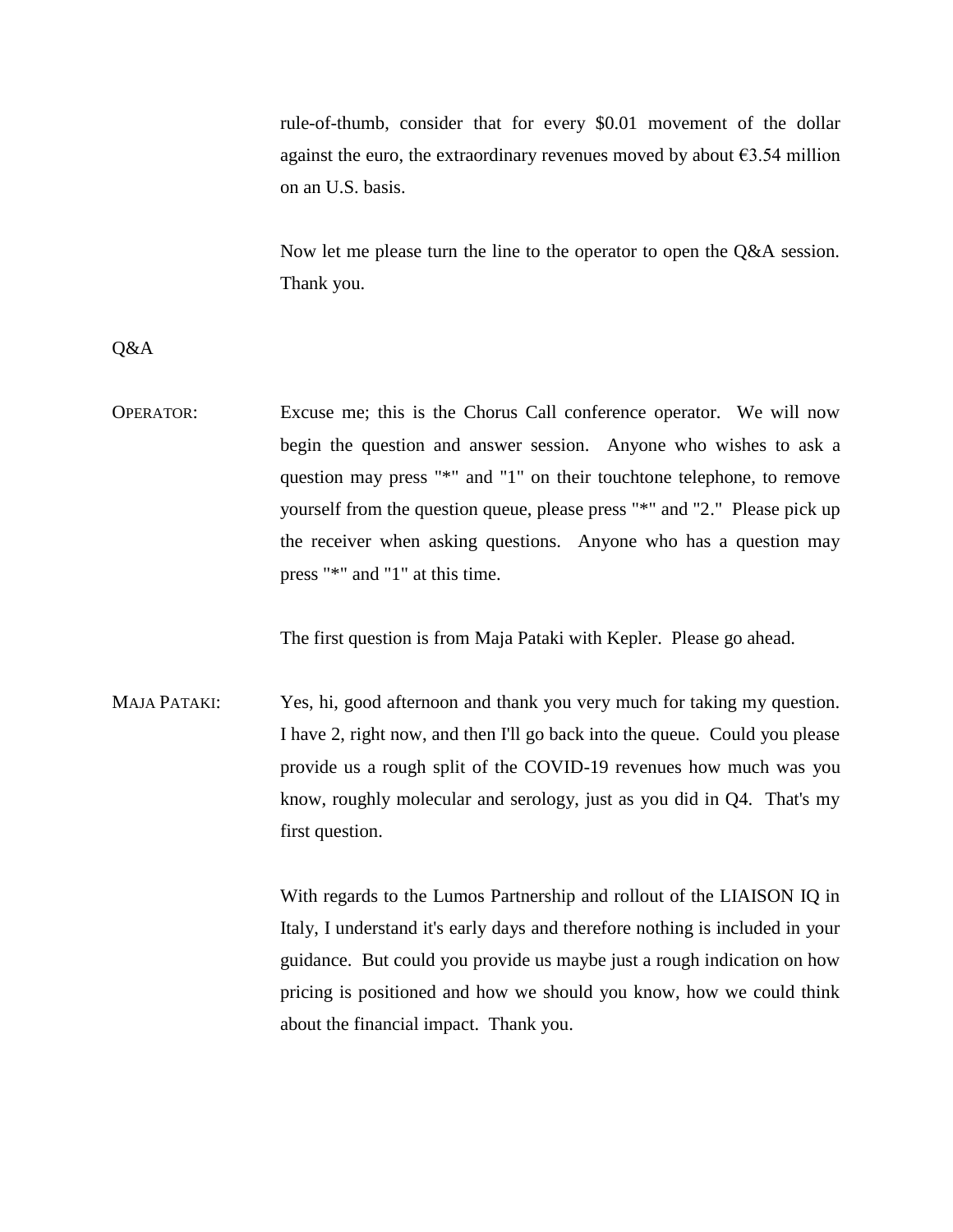rule-of-thumb, consider that for every $0.01 movement of the dollar against the euro, the extraordinary revenues moved by about €3.54 million on an U.S. basis.

Now let me please turn the line to the operator to open the Q&A session. Thank you.

Q&A

OPERATOR: Excuse me; this is the Chorus Call conference operator. We will now begin the question and answer session. Anyone who wishes to ask a question may press "*" and "1" on their touchtone telephone, to remove yourself from the question queue, please press "*" and "2." Please pick up the receiver when asking questions. Anyone who has a question may press "*" and "1" at this time.

The first question is from Maja Pataki with Kepler. Please go ahead.

MAJA PATAKI: Yes, hi, good afternoon and thank you very much for taking my question. I have 2, right now, and then I'll go back into the queue. Could you please provide us a rough split of the COVID-19 revenues how much was you know, roughly molecular and serology, just as you did in Q4. That's my first question.

With regards to the Lumos Partnership and rollout of the LIAISON IQ in Italy, I understand it's early days and therefore nothing is included in your guidance. But could you provide us maybe just a rough indication on how pricing is positioned and how we should you know, how we could think about the financial impact. Thank you.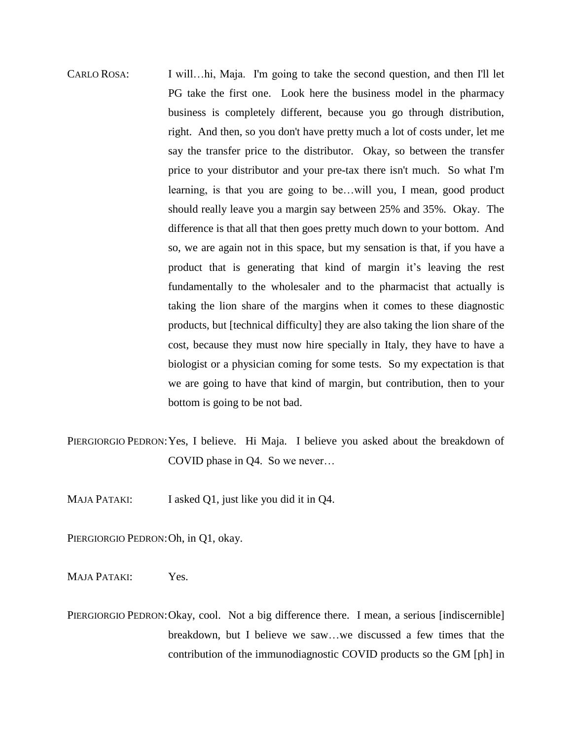CARLO ROSA: I will…hi, Maja. I'm going to take the second question, and then I'll let PG take the first one. Look here the business model in the pharmacy business is completely different, because you go through distribution, right. And then, so you don't have pretty much a lot of costs under, let me say the transfer price to the distributor. Okay, so between the transfer price to your distributor and your pre-tax there isn't much. So what I'm learning, is that you are going to be…will you, I mean, good product should really leave you a margin say between 25% and 35%. Okay. The difference is that all that then goes pretty much down to your bottom. And so, we are again not in this space, but my sensation is that, if you have a product that is generating that kind of margin it's leaving the rest fundamentally to the wholesaler and to the pharmacist that actually is taking the lion share of the margins when it comes to these diagnostic products, but [technical difficulty] they are also taking the lion share of the cost, because they must now hire specially in Italy, they have to have a biologist or a physician coming for some tests. So my expectation is that we are going to have that kind of margin, but contribution, then to your bottom is going to be not bad.

PIERGIORGIO PEDRON: Yes, I believe. Hi Maja. I believe you asked about the breakdown of COVID phase in Q4. So we never…

MAJA PATAKI: I asked Q1, just like you did it in Q4.

PIERGIORGIO PEDRON: Oh, in Q1, okay.

MAJA PATAKI: Yes.

PIERGIORGIO PEDRON: Okay, cool. Not a big difference there. I mean, a serious [indiscernible] breakdown, but I believe we saw…we discussed a few times that the contribution of the immunodiagnostic COVID products so the GM [ph] in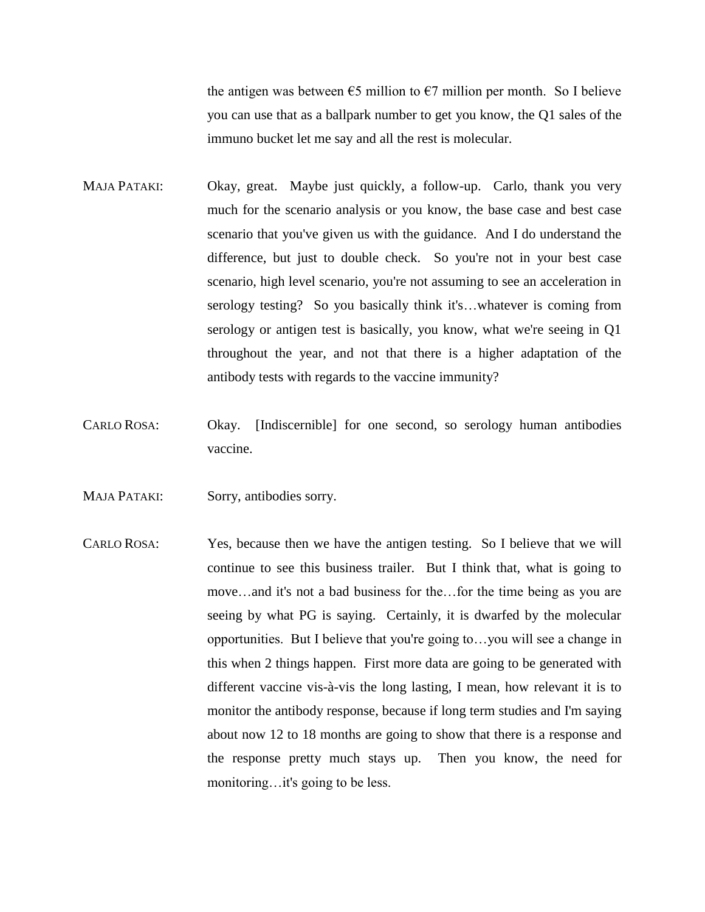the antigen was between €5 million to €7 million per month. So I believe you can use that as a ballpark number to get you know, the Q1 sales of the immuno bucket let me say and all the rest is molecular.

MAJA PATAKI: Okay, great. Maybe just quickly, a follow-up. Carlo, thank you very much for the scenario analysis or you know, the base case and best case scenario that you've given us with the guidance. And I do understand the difference, but just to double check. So you're not in your best case scenario, high level scenario, you're not assuming to see an acceleration in serology testing? So you basically think it's…whatever is coming from serology or antigen test is basically, you know, what we're seeing in Q1 throughout the year, and not that there is a higher adaptation of the antibody tests with regards to the vaccine immunity?

CARLO ROSA: Okay. [Indiscernible] for one second, so serology human antibodies vaccine.

MAJA PATAKI: Sorry, antibodies sorry.

CARLO ROSA: Yes, because then we have the antigen testing. So I believe that we will continue to see this business trailer. But I think that, what is going to move…and it's not a bad business for the…for the time being as you are seeing by what PG is saying. Certainly, it is dwarfed by the molecular opportunities. But I believe that you're going to…you will see a change in this when 2 things happen. First more data are going to be generated with different vaccine vis-à-vis the long lasting, I mean, how relevant it is to monitor the antibody response, because if long term studies and I'm saying about now 12 to 18 months are going to show that there is a response and the response pretty much stays up. Then you know, the need for monitoring…it's going to be less.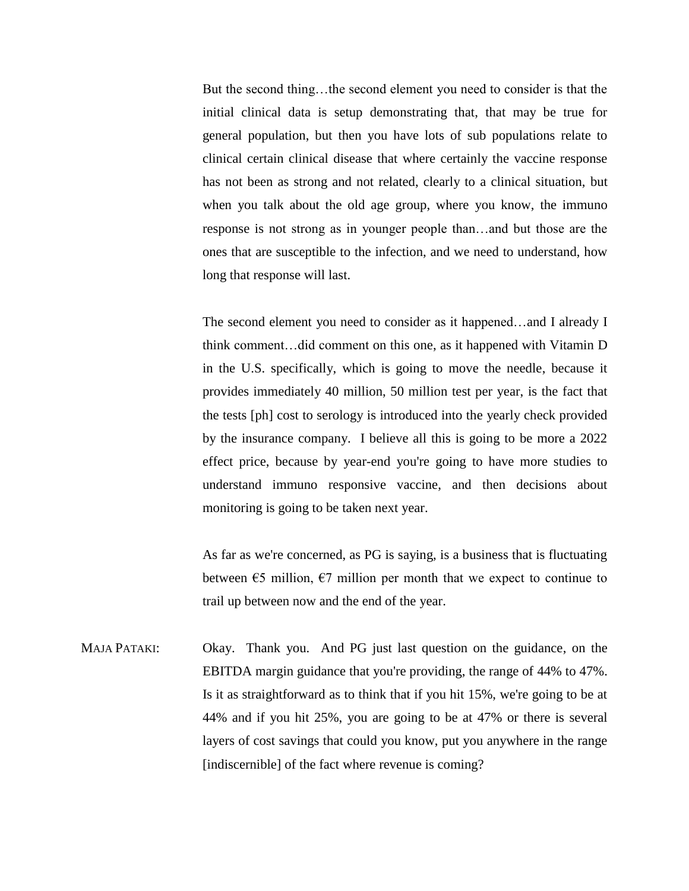But the second thing…the second element you need to consider is that the initial clinical data is setup demonstrating that, that may be true for general population, but then you have lots of sub populations relate to clinical certain clinical disease that where certainly the vaccine response has not been as strong and not related, clearly to a clinical situation, but when you talk about the old age group, where you know, the immuno response is not strong as in younger people than…and but those are the ones that are susceptible to the infection, and we need to understand, how long that response will last.

The second element you need to consider as it happened…and I already I think comment…did comment on this one, as it happened with Vitamin D in the U.S. specifically, which is going to move the needle, because it provides immediately 40 million, 50 million test per year, is the fact that the tests [ph] cost to serology is introduced into the yearly check provided by the insurance company. I believe all this is going to be more a 2022 effect price, because by year-end you're going to have more studies to understand immuno responsive vaccine, and then decisions about monitoring is going to be taken next year.

As far as we're concerned, as PG is saying, is a business that is fluctuating between €5 million, €7 million per month that we expect to continue to trail up between now and the end of the year.

MAJA PATAKI: Okay. Thank you. And PG just last question on the guidance, on the EBITDA margin guidance that you're providing, the range of 44% to 47%. Is it as straightforward as to think that if you hit 15%, we're going to be at 44% and if you hit 25%, you are going to be at 47% or there is several layers of cost savings that could you know, put you anywhere in the range [indiscernible] of the fact where revenue is coming?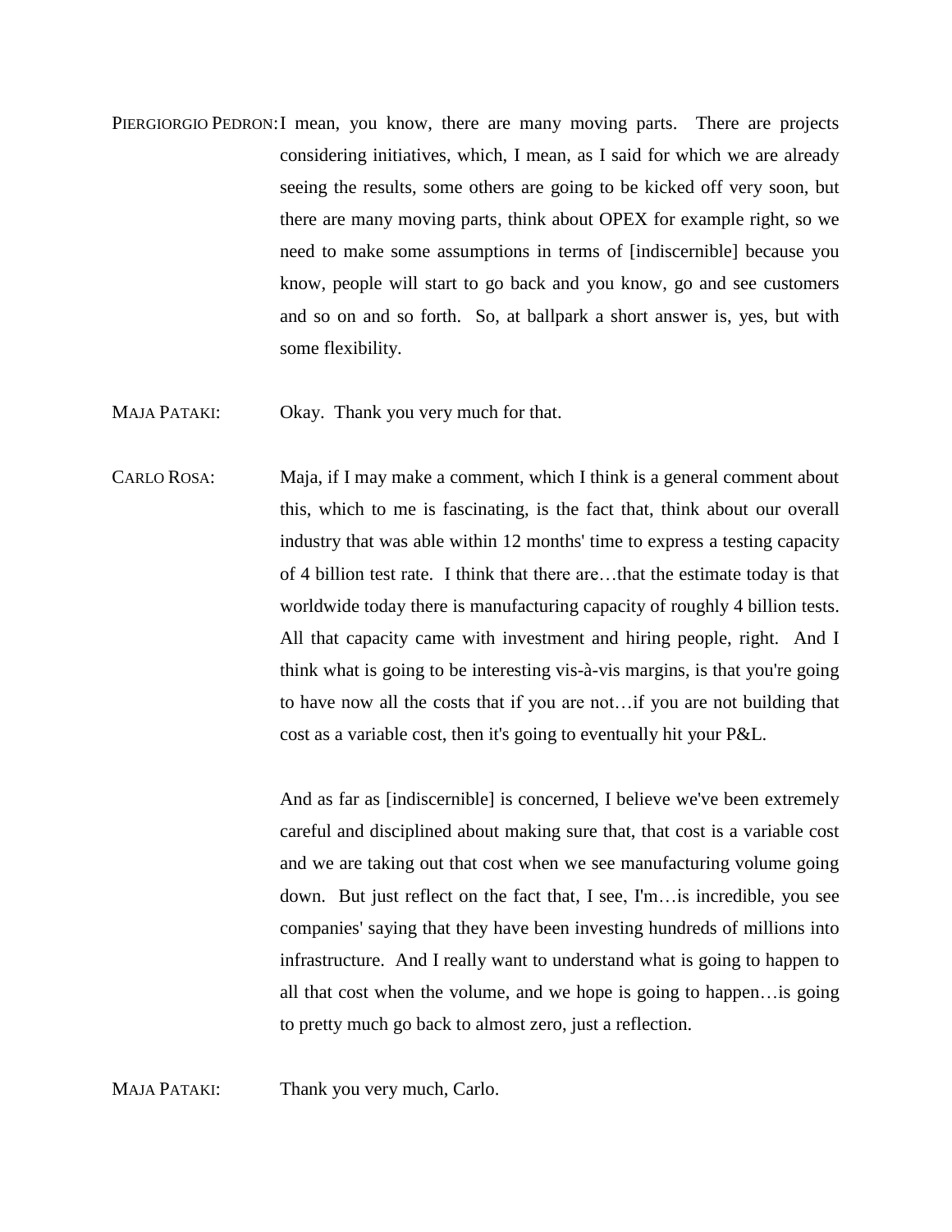PIERGIORGIO PEDRON: I mean, you know, there are many moving parts. There are projects considering initiatives, which, I mean, as I said for which we are already seeing the results, some others are going to be kicked off very soon, but there are many moving parts, think about OPEX for example right, so we need to make some assumptions in terms of [indiscernible] because you know, people will start to go back and you know, go and see customers and so on and so forth. So, at ballpark a short answer is, yes, but with some flexibility.

MAJA PATAKI: Okay. Thank you very much for that.

CARLO ROSA: Maja, if I may make a comment, which I think is a general comment about this, which to me is fascinating, is the fact that, think about our overall industry that was able within 12 months' time to express a testing capacity of 4 billion test rate. I think that there are…that the estimate today is that worldwide today there is manufacturing capacity of roughly 4 billion tests. All that capacity came with investment and hiring people, right. And I think what is going to be interesting vis-à-vis margins, is that you're going to have now all the costs that if you are not…if you are not building that cost as a variable cost, then it's going to eventually hit your P&L.

And as far as [indiscernible] is concerned, I believe we've been extremely careful and disciplined about making sure that, that cost is a variable cost and we are taking out that cost when we see manufacturing volume going down. But just reflect on the fact that, I see, I'm…is incredible, you see companies' saying that they have been investing hundreds of millions into infrastructure. And I really want to understand what is going to happen to all that cost when the volume, and we hope is going to happen…is going to pretty much go back to almost zero, just a reflection.

MAJA PATAKI: Thank you very much, Carlo.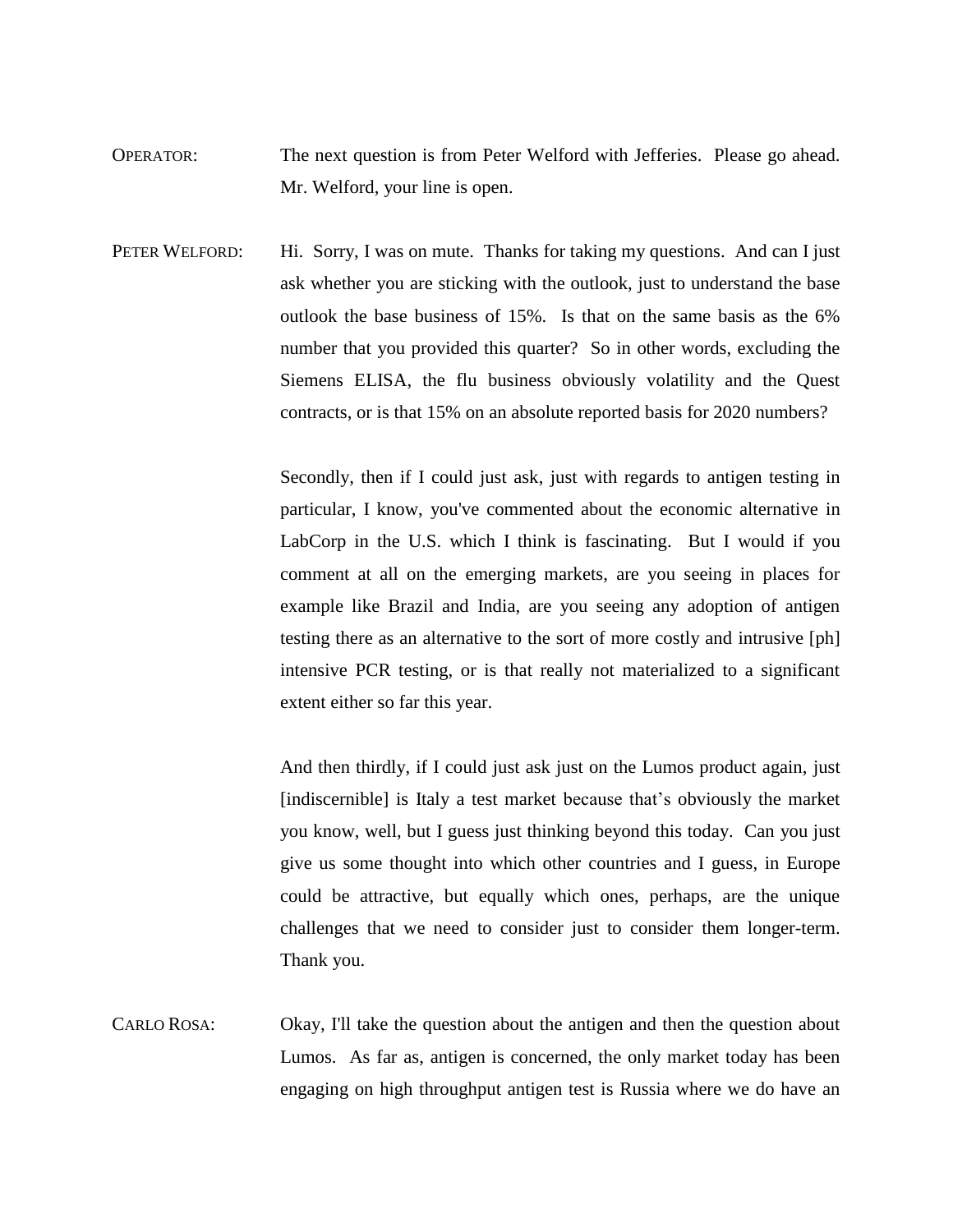OPERATOR: The next question is from Peter Welford with Jefferies. Please go ahead. Mr. Welford, your line is open.

PETER WELFORD: Hi. Sorry, I was on mute. Thanks for taking my questions. And can I just ask whether you are sticking with the outlook, just to understand the base outlook the base business of 15%. Is that on the same basis as the 6% number that you provided this quarter? So in other words, excluding the Siemens ELISA, the flu business obviously volatility and the Quest contracts, or is that 15% on an absolute reported basis for 2020 numbers?

Secondly, then if I could just ask, just with regards to antigen testing in particular, I know, you've commented about the economic alternative in LabCorp in the U.S. which I think is fascinating. But I would if you comment at all on the emerging markets, are you seeing in places for example like Brazil and India, are you seeing any adoption of antigen testing there as an alternative to the sort of more costly and intrusive [ph] intensive PCR testing, or is that really not materialized to a significant extent either so far this year.

And then thirdly, if I could just ask just on the Lumos product again, just [indiscernible] is Italy a test market because that's obviously the market you know, well, but I guess just thinking beyond this today. Can you just give us some thought into which other countries and I guess, in Europe could be attractive, but equally which ones, perhaps, are the unique challenges that we need to consider just to consider them longer-term. Thank you.

CARLO ROSA: Okay, I'll take the question about the antigen and then the question about Lumos. As far as, antigen is concerned, the only market today has been engaging on high throughput antigen test is Russia where we do have an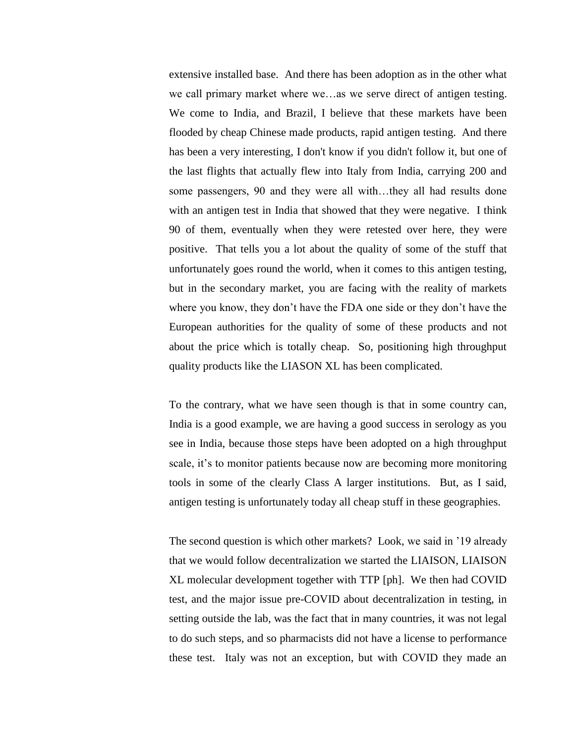extensive installed base. And there has been adoption as in the other what we call primary market where we…as we serve direct of antigen testing. We come to India, and Brazil, I believe that these markets have been flooded by cheap Chinese made products, rapid antigen testing. And there has been a very interesting, I don't know if you didn't follow it, but one of the last flights that actually flew into Italy from India, carrying 200 and some passengers, 90 and they were all with…they all had results done with an antigen test in India that showed that they were negative. I think 90 of them, eventually when they were retested over here, they were positive. That tells you a lot about the quality of some of the stuff that unfortunately goes round the world, when it comes to this antigen testing, but in the secondary market, you are facing with the reality of markets where you know, they don't have the FDA one side or they don't have the European authorities for the quality of some of these products and not about the price which is totally cheap. So, positioning high throughput quality products like the LIASON XL has been complicated.

To the contrary, what we have seen though is that in some country can, India is a good example, we are having a good success in serology as you see in India, because those steps have been adopted on a high throughput scale, it's to monitor patients because now are becoming more monitoring tools in some of the clearly Class A larger institutions. But, as I said, antigen testing is unfortunately today all cheap stuff in these geographies.

The second question is which other markets? Look, we said in '19 already that we would follow decentralization we started the LIAISON, LIAISON XL molecular development together with TTP [ph]. We then had COVID test, and the major issue pre-COVID about decentralization in testing, in setting outside the lab, was the fact that in many countries, it was not legal to do such steps, and so pharmacists did not have a license to performance these test. Italy was not an exception, but with COVID they made an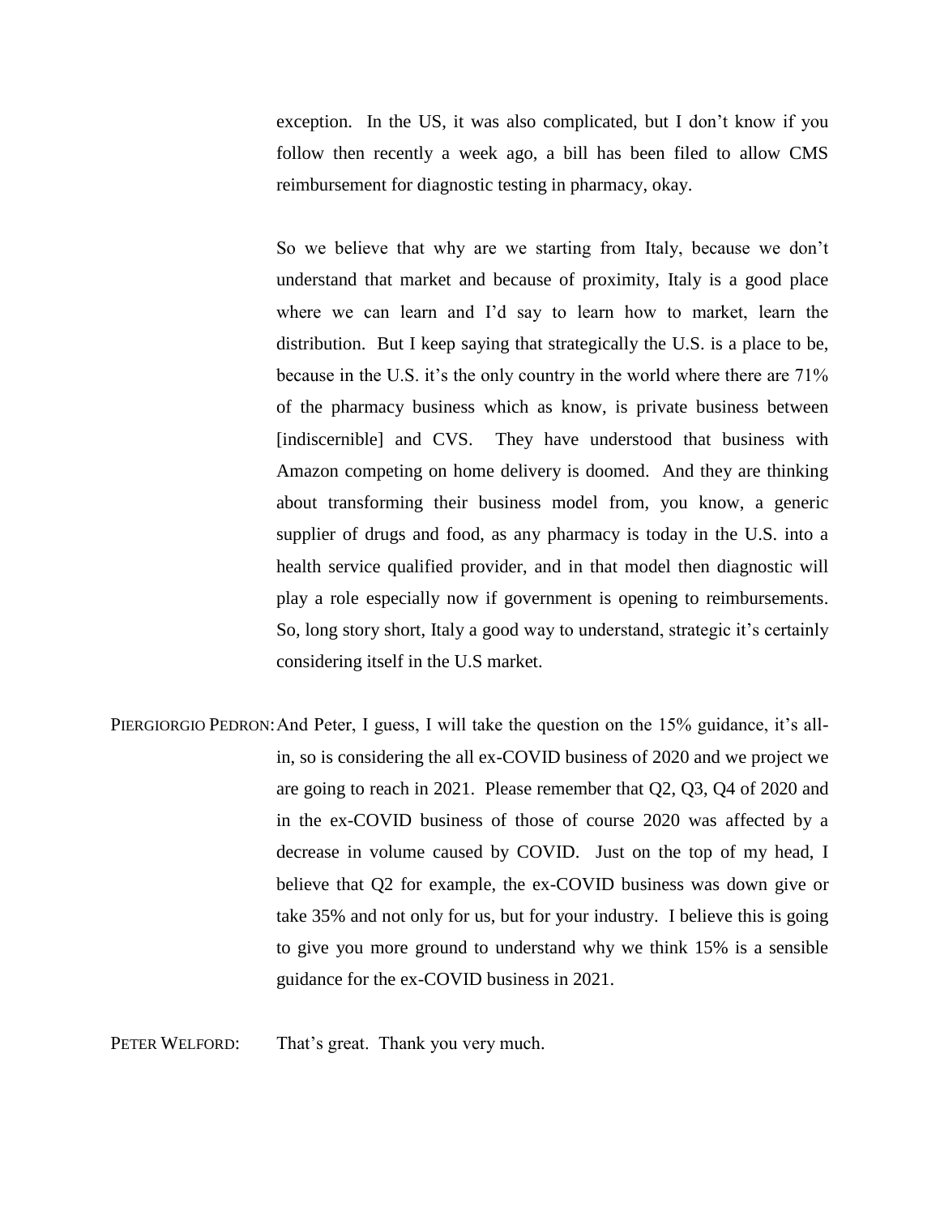exception. In the US, it was also complicated, but I don't know if you follow then recently a week ago, a bill has been filed to allow CMS reimbursement for diagnostic testing in pharmacy, okay.

So we believe that why are we starting from Italy, because we don't understand that market and because of proximity, Italy is a good place where we can learn and I'd say to learn how to market, learn the distribution. But I keep saying that strategically the U.S. is a place to be, because in the U.S. it's the only country in the world where there are 71% of the pharmacy business which as know, is private business between [indiscernible] and CVS. They have understood that business with Amazon competing on home delivery is doomed. And they are thinking about transforming their business model from, you know, a generic supplier of drugs and food, as any pharmacy is today in the U.S. into a health service qualified provider, and in that model then diagnostic will play a role especially now if government is opening to reimbursements. So, long story short, Italy a good way to understand, strategic it's certainly considering itself in the U.S market.

PIERGIORGIO PEDRON: And Peter, I guess, I will take the question on the 15% guidance, it's all-in, so is considering the all ex-COVID business of 2020 and we project we are going to reach in 2021. Please remember that Q2, Q3, Q4 of 2020 and in the ex-COVID business of those of course 2020 was affected by a decrease in volume caused by COVID. Just on the top of my head, I believe that Q2 for example, the ex-COVID business was down give or take 35% and not only for us, but for your industry. I believe this is going to give you more ground to understand why we think 15% is a sensible guidance for the ex-COVID business in 2021.

PETER WELFORD: That's great. Thank you very much.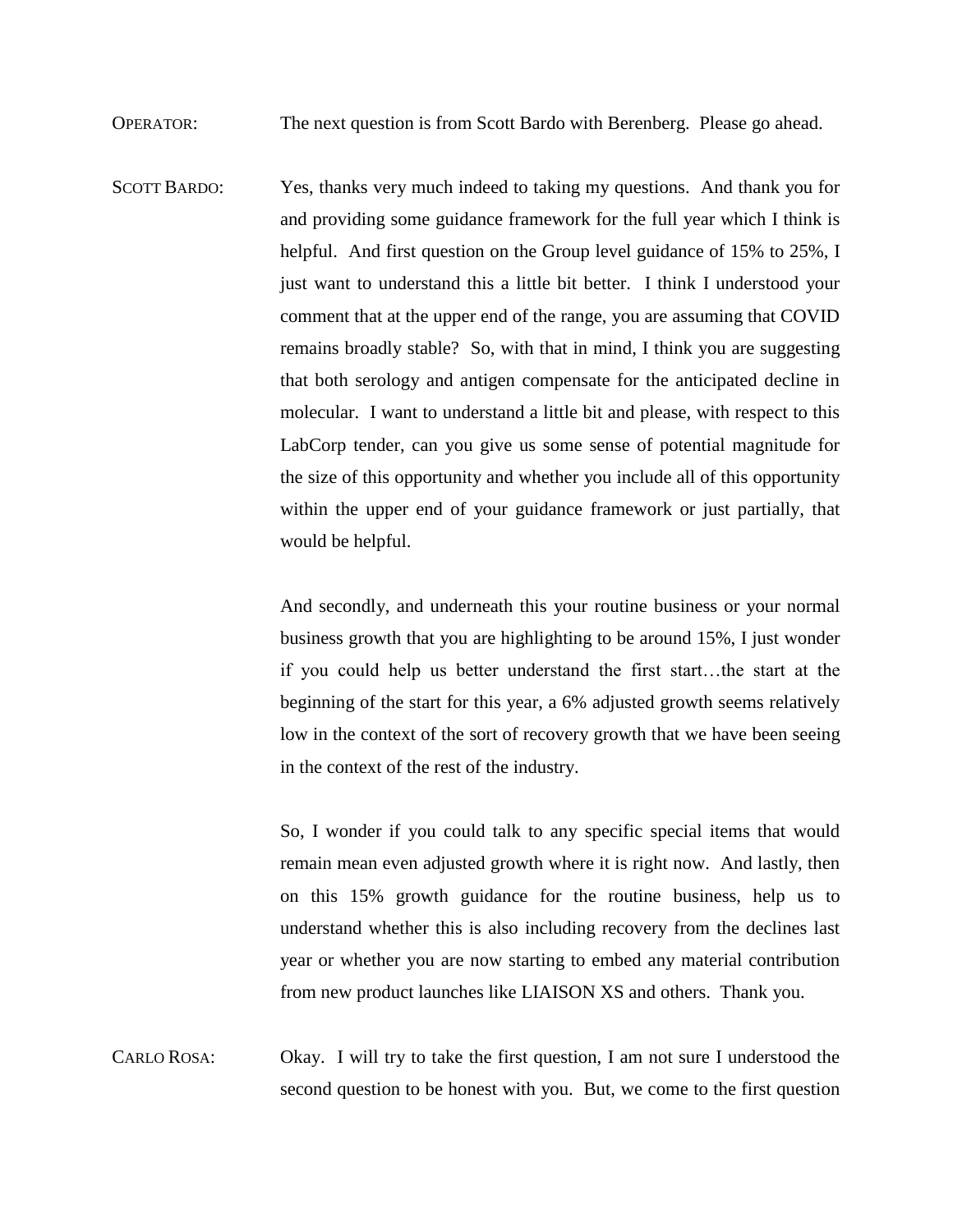OPERATOR: The next question is from Scott Bardo with Berenberg. Please go ahead.

SCOTT BARDO: Yes, thanks very much indeed to taking my questions. And thank you for and providing some guidance framework for the full year which I think is helpful. And first question on the Group level guidance of 15% to 25%, I just want to understand this a little bit better. I think I understood your comment that at the upper end of the range, you are assuming that COVID remains broadly stable? So, with that in mind, I think you are suggesting that both serology and antigen compensate for the anticipated decline in molecular. I want to understand a little bit and please, with respect to this LabCorp tender, can you give us some sense of potential magnitude for the size of this opportunity and whether you include all of this opportunity within the upper end of your guidance framework or just partially, that would be helpful.

And secondly, and underneath this your routine business or your normal business growth that you are highlighting to be around 15%, I just wonder if you could help us better understand the first start…the start at the beginning of the start for this year, a 6% adjusted growth seems relatively low in the context of the sort of recovery growth that we have been seeing in the context of the rest of the industry.

So, I wonder if you could talk to any specific special items that would remain mean even adjusted growth where it is right now. And lastly, then on this 15% growth guidance for the routine business, help us to understand whether this is also including recovery from the declines last year or whether you are now starting to embed any material contribution from new product launches like LIAISON XS and others. Thank you.

CARLO ROSA: Okay. I will try to take the first question, I am not sure I understood the second question to be honest with you. But, we come to the first question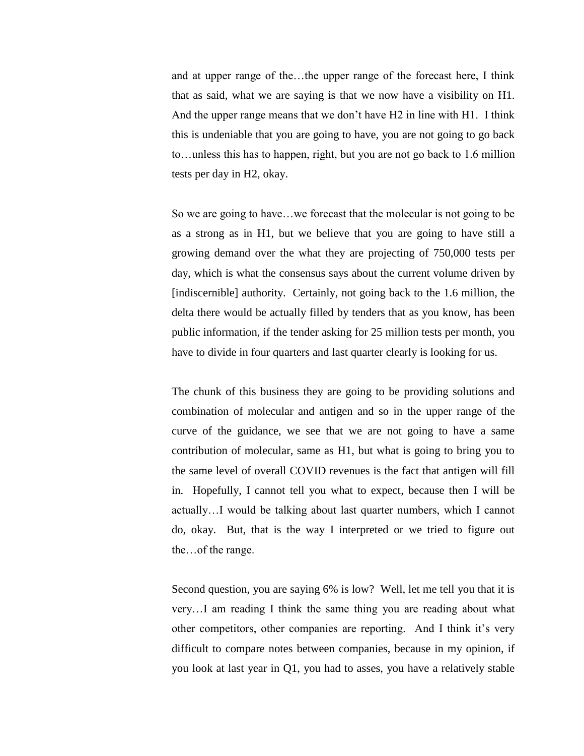and at upper range of the…the upper range of the forecast here, I think that as said, what we are saying is that we now have a visibility on H1. And the upper range means that we don't have H2 in line with H1. I think this is undeniable that you are going to have, you are not going to go back to…unless this has to happen, right, but you are not go back to 1.6 million tests per day in H2, okay.

So we are going to have…we forecast that the molecular is not going to be as a strong as in H1, but we believe that you are going to have still a growing demand over the what they are projecting of 750,000 tests per day, which is what the consensus says about the current volume driven by [indiscernible] authority. Certainly, not going back to the 1.6 million, the delta there would be actually filled by tenders that as you know, has been public information, if the tender asking for 25 million tests per month, you have to divide in four quarters and last quarter clearly is looking for us.

The chunk of this business they are going to be providing solutions and combination of molecular and antigen and so in the upper range of the curve of the guidance, we see that we are not going to have a same contribution of molecular, same as H1, but what is going to bring you to the same level of overall COVID revenues is the fact that antigen will fill in. Hopefully, I cannot tell you what to expect, because then I will be actually…I would be talking about last quarter numbers, which I cannot do, okay. But, that is the way I interpreted or we tried to figure out the…of the range.

Second question, you are saying 6% is low? Well, let me tell you that it is very…I am reading I think the same thing you are reading about what other competitors, other companies are reporting. And I think it's very difficult to compare notes between companies, because in my opinion, if you look at last year in Q1, you had to asses, you have a relatively stable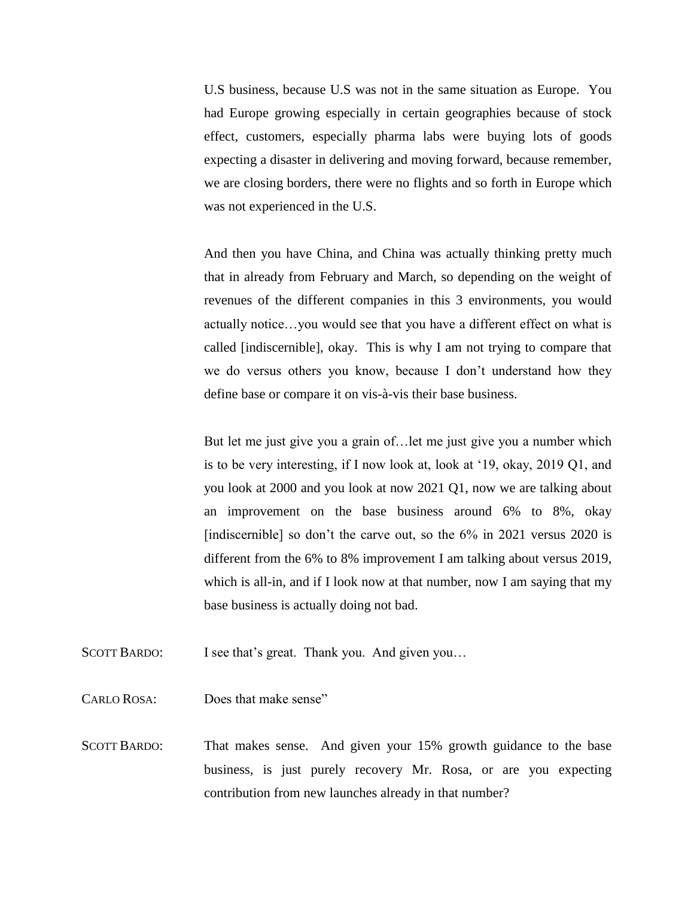U.S business, because U.S was not in the same situation as Europe. You had Europe growing especially in certain geographies because of stock effect, customers, especially pharma labs were buying lots of goods expecting a disaster in delivering and moving forward, because remember, we are closing borders, there were no flights and so forth in Europe which was not experienced in the U.S.

And then you have China, and China was actually thinking pretty much that in already from February and March, so depending on the weight of revenues of the different companies in this 3 environments, you would actually notice…you would see that you have a different effect on what is called [indiscernible], okay. This is why I am not trying to compare that we do versus others you know, because I don't understand how they define base or compare it on vis-à-vis their base business.

But let me just give you a grain of…let me just give you a number which is to be very interesting, if I now look at, look at '19, okay, 2019 Q1, and you look at 2000 and you look at now 2021 Q1, now we are talking about an improvement on the base business around 6% to 8%, okay [indiscernible] so don't the carve out, so the 6% in 2021 versus 2020 is different from the 6% to 8% improvement I am talking about versus 2019, which is all-in, and if I look now at that number, now I am saying that my base business is actually doing not bad.

SCOTT BARDO: I see that's great. Thank you. And given you…

CARLO ROSA: Does that make sense"

SCOTT BARDO: That makes sense. And given your 15% growth guidance to the base business, is just purely recovery Mr. Rosa, or are you expecting contribution from new launches already in that number?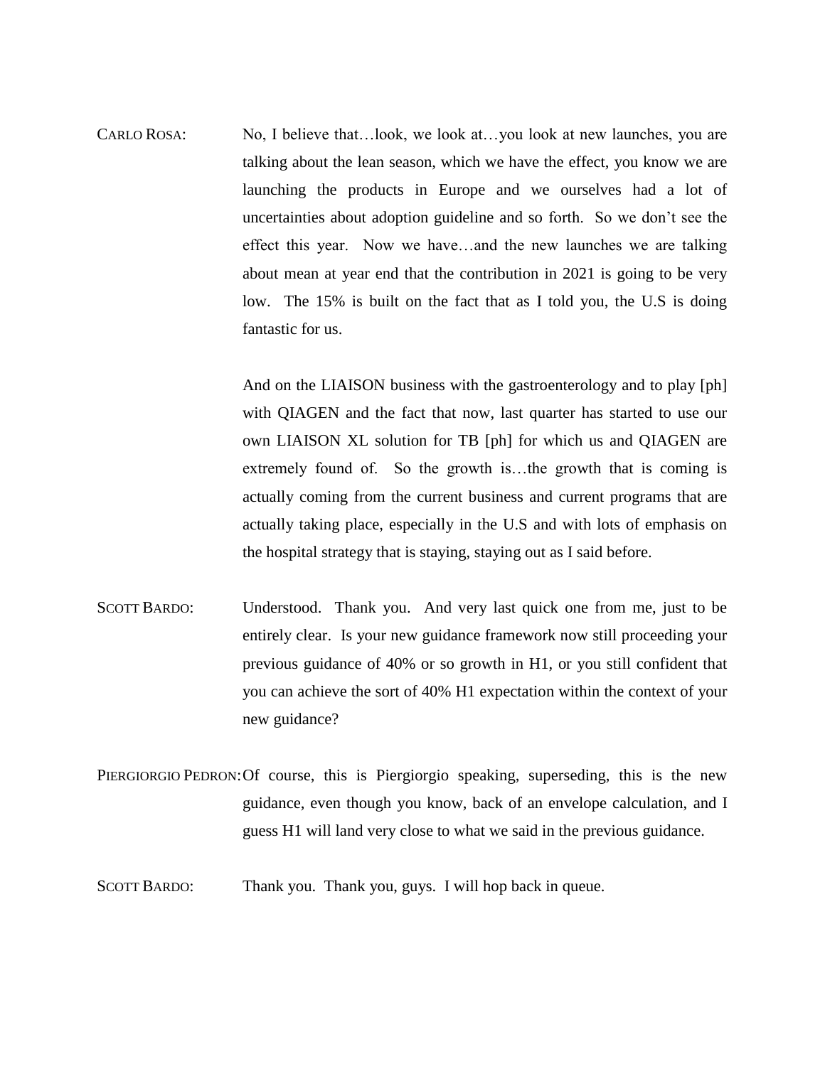CARLO ROSA: No, I believe that…look, we look at…you look at new launches, you are talking about the lean season, which we have the effect, you know we are launching the products in Europe and we ourselves had a lot of uncertainties about adoption guideline and so forth. So we don't see the effect this year. Now we have…and the new launches we are talking about mean at year end that the contribution in 2021 is going to be very low. The 15% is built on the fact that as I told you, the U.S is doing fantastic for us.

And on the LIAISON business with the gastroenterology and to play [ph] with QIAGEN and the fact that now, last quarter has started to use our own LIAISON XL solution for TB [ph] for which us and QIAGEN are extremely found of. So the growth is…the growth that is coming is actually coming from the current business and current programs that are actually taking place, especially in the U.S and with lots of emphasis on the hospital strategy that is staying, staying out as I said before.

SCOTT BARDO: Understood. Thank you. And very last quick one from me, just to be entirely clear. Is your new guidance framework now still proceeding your previous guidance of 40% or so growth in H1, or you still confident that you can achieve the sort of 40% H1 expectation within the context of your new guidance?

PIERGIORGIO PEDRON: Of course, this is Piergiorgio speaking, superseding, this is the new guidance, even though you know, back of an envelope calculation, and I guess H1 will land very close to what we said in the previous guidance.

SCOTT BARDO: Thank you. Thank you, guys. I will hop back in queue.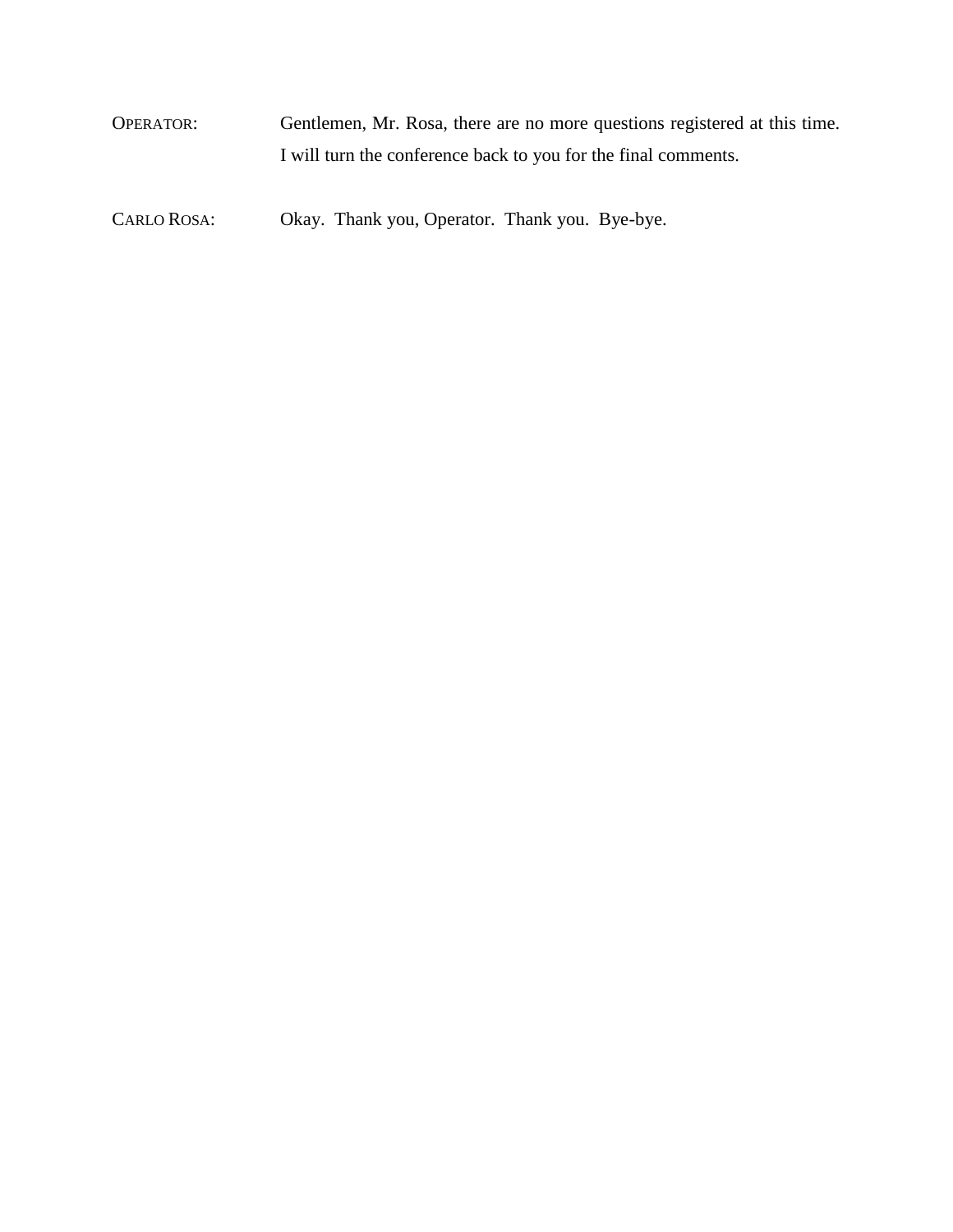OPERATOR: Gentlemen, Mr. Rosa, there are no more questions registered at this time. I will turn the conference back to you for the final comments.

CARLO ROSA: Okay. Thank you, Operator. Thank you. Bye-bye.